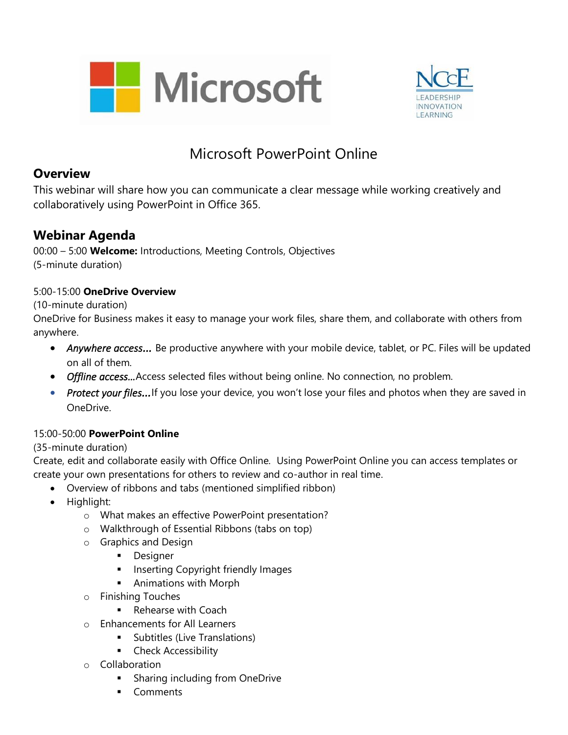# Microsoft PowerPoint Online

## Overview

This webinar will share how you can communicate a clear message while working creatively and collaboratively using PowerPoint in Office 365.

## Webinar Agenda

00:00 – 5:00 **Welcome:** Introductions, Meeting Controls, Objectives
(5-minute duration)

5:00-15:00 **OneDrive Overview**
(10-minute duration)
OneDrive for Business makes it easy to manage your work files, share them, and collaborate with others from anywhere.

- *Anywhere access…* Be productive anywhere with your mobile device, tablet, or PC. Files will be updated on all of them.
- *Offline access…*Access selected files without being online. No connection, no problem.
- *Protect your files…*If you lose your device, you won't lose your files and photos when they are saved in OneDrive.

15:00-50:00 **PowerPoint Online**
(35-minute duration)
Create, edit and collaborate easily with Office Online. Using PowerPoint Online you can access templates or create your own presentations for others to review and co-author in real time.

- Overview of ribbons and tabs (mentioned simplified ribbon)
- Highlight:
  - What makes an effective PowerPoint presentation?
  - Walkthrough of Essential Ribbons (tabs on top)
  - Graphics and Design
    - Designer
    - Inserting Copyright friendly Images
    - Animations with Morph
  - Finishing Touches
    - Rehearse with Coach
  - Enhancements for All Learners
    - Subtitles (Live Translations)
    - Check Accessibility
  - Collaboration
    - Sharing including from OneDrive
    - Comments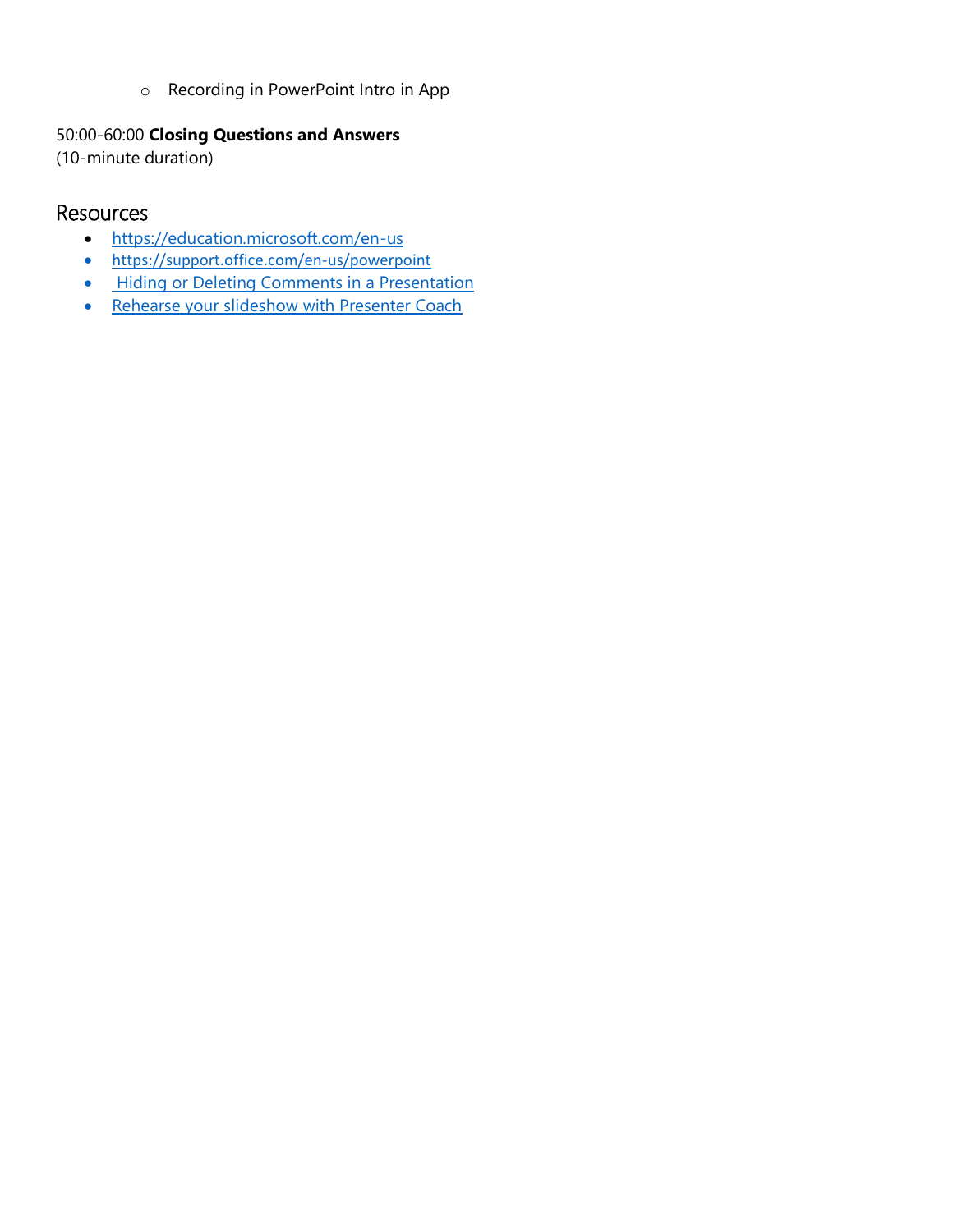- Recording in PowerPoint Intro in App

50:00-60:00 **Closing Questions and Answers**
(10-minute duration)

## Resources

- https://education.microsoft.com/en-us
- https://support.office.com/en-us/powerpoint
- Hiding or Deleting Comments in a Presentation
- Rehearse your slideshow with Presenter Coach